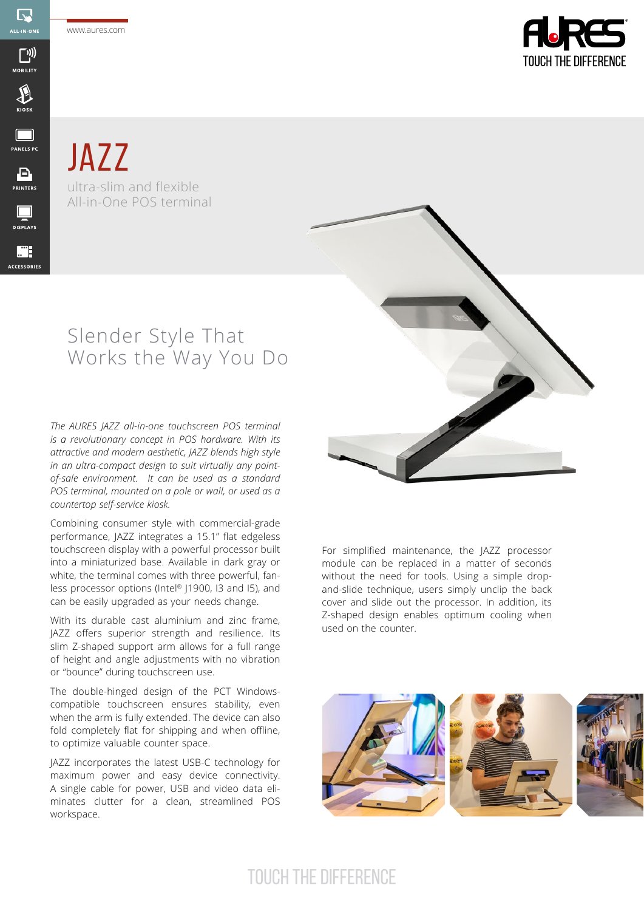# JAZZ

ultra-slim and flexible
All-in-One POS terminal

## Slender Style That Works the Way You Do

*The AURES JAZZ all-in-one touchscreen POS terminal is a revolutionary concept in POS hardware. With its attractive and modern aesthetic, JAZZ blends high style in an ultra-compact design to suit virtually any point-of-sale environment. It can be used as a standard POS terminal, mounted on a pole or wall, or used as a countertop self-service kiosk.*

Combining consumer style with commercial-grade performance, JAZZ integrates a 15.1" flat edgeless touchscreen display with a powerful processor built into a miniaturized base. Available in dark gray or white, the terminal comes with three powerful, fan-less processor options (Intel® J1900, I3 and I5), and can be easily upgraded as your needs change.

With its durable cast aluminium and zinc frame, JAZZ offers superior strength and resilience. Its slim Z-shaped support arm allows for a full range of height and angle adjustments with no vibration or "bounce" during touchscreen use.

The double-hinged design of the PCT Windows-compatible touchscreen ensures stability, even when the arm is fully extended. The device can also fold completely flat for shipping and when offline, to optimize valuable counter space.

JAZZ incorporates the latest USB-C technology for maximum power and easy device connectivity. A single cable for power, USB and video data eliminates clutter for a clean, streamlined POS workspace.

For simplified maintenance, the JAZZ processor module can be replaced in a matter of seconds without the need for tools. Using a simple drop-and-slide technique, users simply unclip the back cover and slide out the processor. In addition, its Z-shaped design enables optimum cooling when used on the counter.

TOUCH THE DIFFERENCE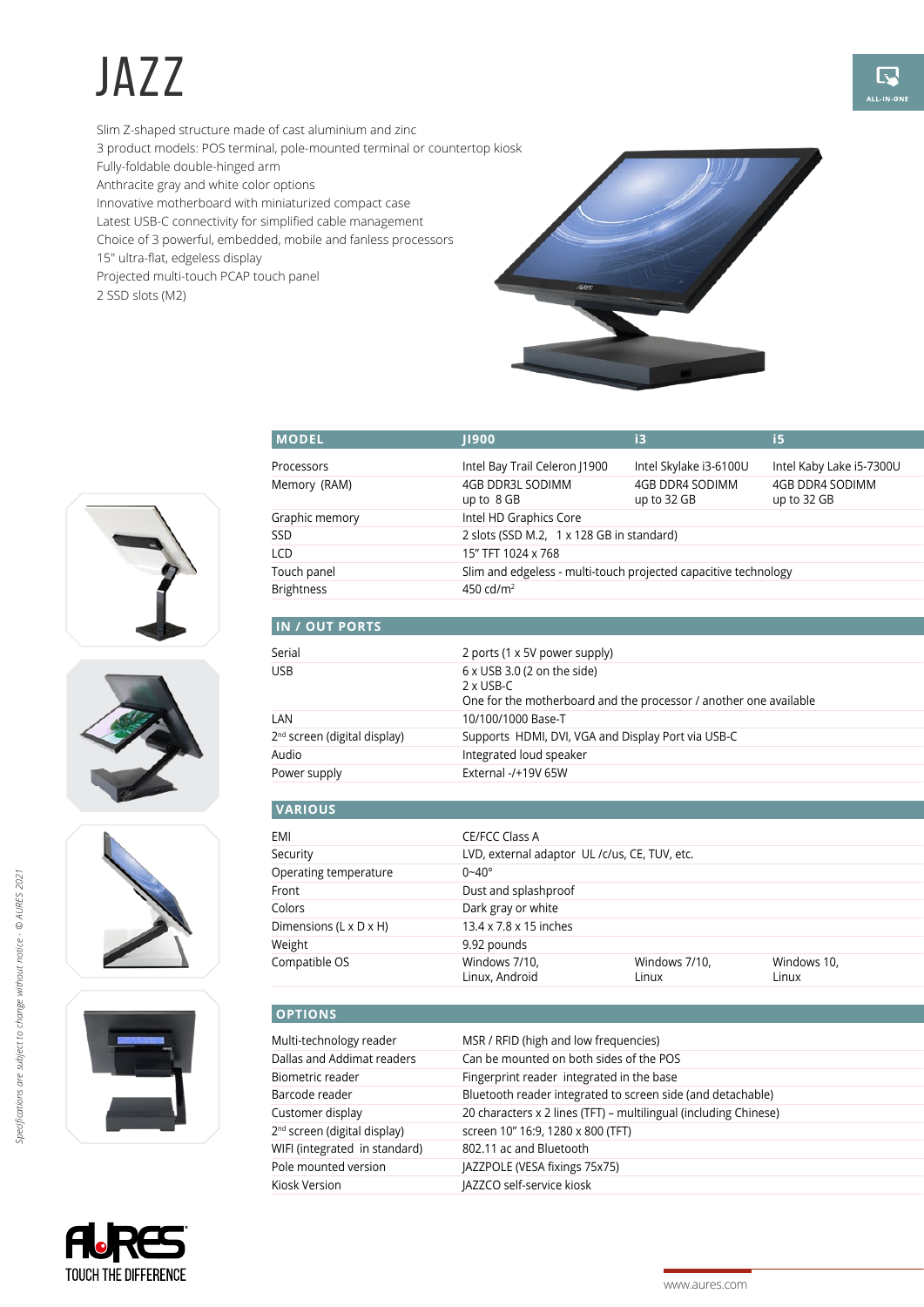# JAZZ

Slim Z-shaped structure made of cast aluminium and zinc
3 product models: POS terminal, pole-mounted terminal or countertop kiosk
Fully-foldable double-hinged arm
Anthracite gray and white color options
Innovative motherboard with miniaturized compact case
Latest USB-C connectivity for simplified cable management
Choice of 3 powerful, embedded, mobile and fanless processors
15" ultra-flat, edgeless display
Projected multi-touch PCAP touch panel
2 SSD slots (M2)

| MODEL | J1900 | i3 | i5 |
|---|---|---|---|
| Processors | Intel Bay Trail Celeron J1900 | Intel Skylake i3-6100U | Intel Kaby Lake i5-7300U |
| Memory (RAM) | 4GB DDR3L SODIMM up to 8 GB | 4GB DDR4 SODIMM up to 32 GB | 4GB DDR4 SODIMM up to 32 GB |
| Graphic memory | Intel HD Graphics Core | | |
| SSD | 2 slots (SSD M.2, 1 x 128 GB in standard) | | |
| LCD | 15" TFT 1024 x 768 | | |
| Touch panel | Slim and edgeless - multi-touch projected capacitive technology | | |
| Brightness | 450 cd/m² | | |

| IN / OUT PORTS | |
|---|---|
| Serial | 2 ports (1 x 5V power supply) |
| USB | 6 x USB 3.0 (2 on the side)<br>2 x USB-C<br>One for the motherboard and the processor / another one available |
| LAN | 10/100/1000 Base-T |
| 2nd screen (digital display) | Supports HDMI, DVI, VGA and Display Port via USB-C |
| Audio | Integrated loud speaker |
| Power supply | External -/+19V 65W |

| VARIOUS | | | |
|---|---|---|---|
| EMI | CE/FCC Class A | | |
| Security | LVD, external adaptor UL /c/us, CE, TUV, etc. | | |
| Operating temperature | 0~40° | | |
| Front | Dust and splashproof | | |
| Colors | Dark gray or white | | |
| Dimensions (L x D x H) | 13.4 x 7.8 x 15 inches | | |
| Weight | 9.92 pounds | | |
| Compatible OS | Windows 7/10, Linux, Android | Windows 7/10, Linux | Windows 10, Linux |

| OPTIONS | |
|---|---|
| Multi-technology reader | MSR / RFID (high and low frequencies) |
| Dallas and Addimat readers | Can be mounted on both sides of the POS |
| Biometric reader | Fingerprint reader integrated in the base |
| Barcode reader | Bluetooth reader integrated to screen side (and detachable) |
| Customer display | 20 characters x 2 lines (TFT) – multilingual (including Chinese) |
| 2nd screen (digital display) | screen 10" 16:9, 1280 x 800 (TFT) |
| WIFI (integrated in standard) | 802.11 ac and Bluetooth |
| Pole mounted version | JAZZPOLE (VESA fixings 75x75) |
| Kiosk Version | JAZZCO self-service kiosk |

*Specifications are subject to change without notice - © AURES 2021*

AURES TOUCH THE DIFFERENCE

www.aures.com